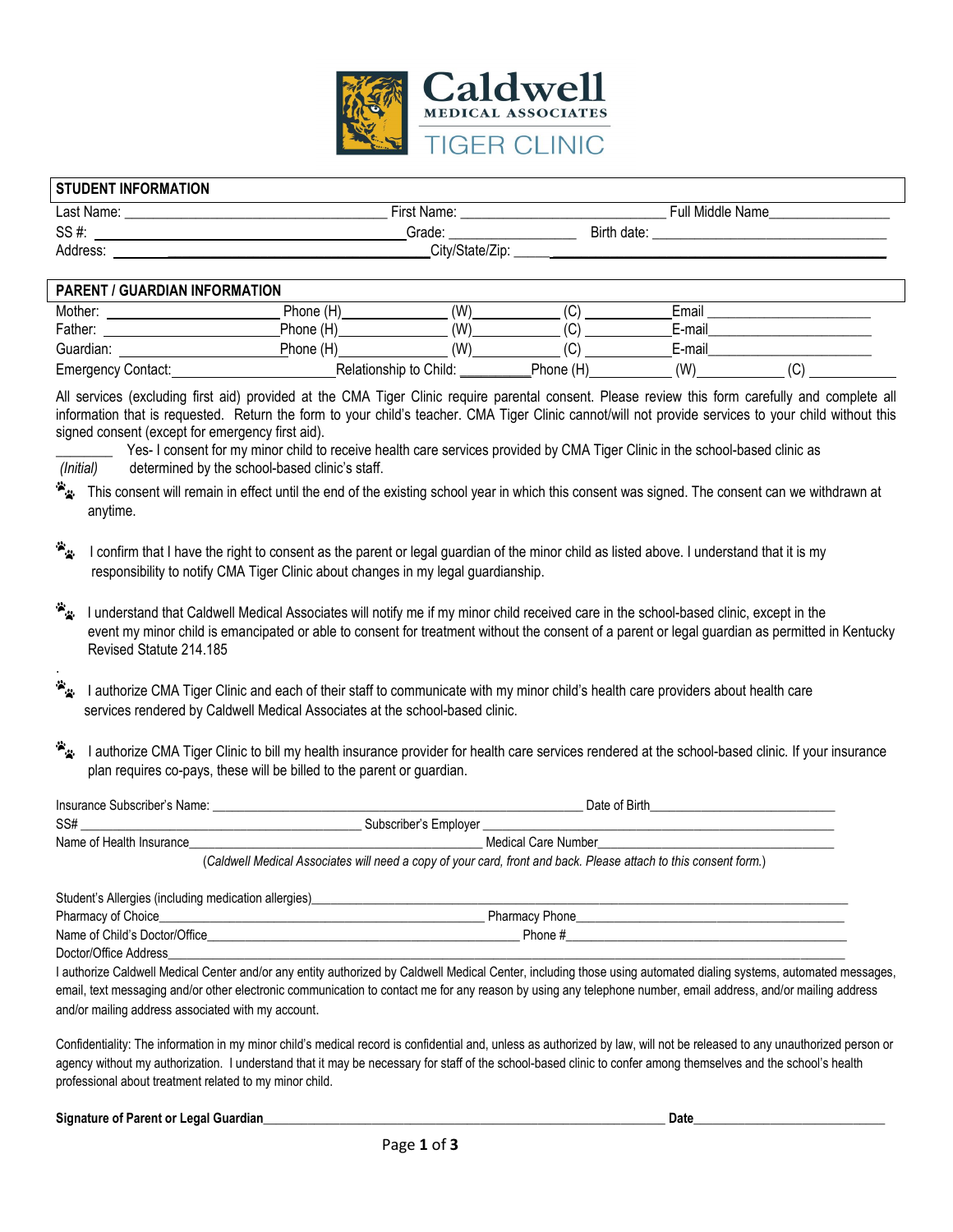# Caldwell
MEDICAL ASSOCIATES
TIGER CLINIC

## STUDENT INFORMATION

Last Name: ________________________ First Name: ________________________ Full Middle Name________________

SS #: ________________________ Grade: ________________ Birth date: ________________________

Address: ________________________ City/State/Zip: ________________________

## PARENT / GUARDIAN INFORMATION

Mother: ____________________ Phone (H)____________ (W)__________ (C) __________ Email ____________________

Father: ____________________ Phone (H)____________ (W)__________ (C) __________ E-mail____________________

Guardian: ____________________ Phone (H)____________ (W)__________ (C) __________ E-mail____________________

Emergency Contact:____________________ Relationship to Child: ________ Phone (H)__________ (W)__________ (C) __________

All services (excluding first aid) provided at the CMA Tiger Clinic require parental consent. Please review this form carefully and complete all information that is requested. Return the form to your child's teacher. CMA Tiger Clinic cannot/will not provide services to your child without this signed consent (except for emergency first aid).

________ Yes- I consent for my minor child to receive health care services provided by CMA Tiger Clinic in the school-based clinic as determined by the school-based clinic's staff.
*(Initial)*

- This consent will remain in effect until the end of the existing school year in which this consent was signed. The consent can we withdrawn at anytime.

- I confirm that I have the right to consent as the parent or legal guardian of the minor child as listed above. I understand that it is my responsibility to notify CMA Tiger Clinic about changes in my legal guardianship.

- I understand that Caldwell Medical Associates will notify me if my minor child received care in the school-based clinic, except in the event my minor child is emancipated or able to consent for treatment without the consent of a parent or legal guardian as permitted in Kentucky Revised Statute 214.185

- I authorize CMA Tiger Clinic and each of their staff to communicate with my minor child's health care providers about health care services rendered by Caldwell Medical Associates at the school-based clinic.

- I authorize CMA Tiger Clinic to bill my health insurance provider for health care services rendered at the school-based clinic. If your insurance plan requires co-pays, these will be billed to the parent or guardian.

Insurance Subscriber's Name: ________________________________ Date of Birth________________________

SS# ________________________ Subscriber's Employer ________________________________

Name of Health Insurance________________________ Medical Care Number________________________

*(Caldwell Medical Associates will need a copy of your card, front and back. Please attach to this consent form.)*

Student's Allergies (including medication allergies)________________________________________________

Pharmacy of Choice________________________ Pharmacy Phone________________________

Name of Child's Doctor/Office________________________ Phone #________________________

Doctor/Office Address________________________________________________

I authorize Caldwell Medical Center and/or any entity authorized by Caldwell Medical Center, including those using automated dialing systems, automated messages, email, text messaging and/or other electronic communication to contact me for any reason by using any telephone number, email address, and/or mailing address and/or mailing address associated with my account.

Confidentiality: The information in my minor child's medical record is confidential and, unless as authorized by law, will not be released to any unauthorized person or agency without my authorization. I understand that it may be necessary for staff of the school-based clinic to confer among themselves and the school's health professional about treatment related to my minor child.

**Signature of Parent or Legal Guardian**________________________________ **Date**________________________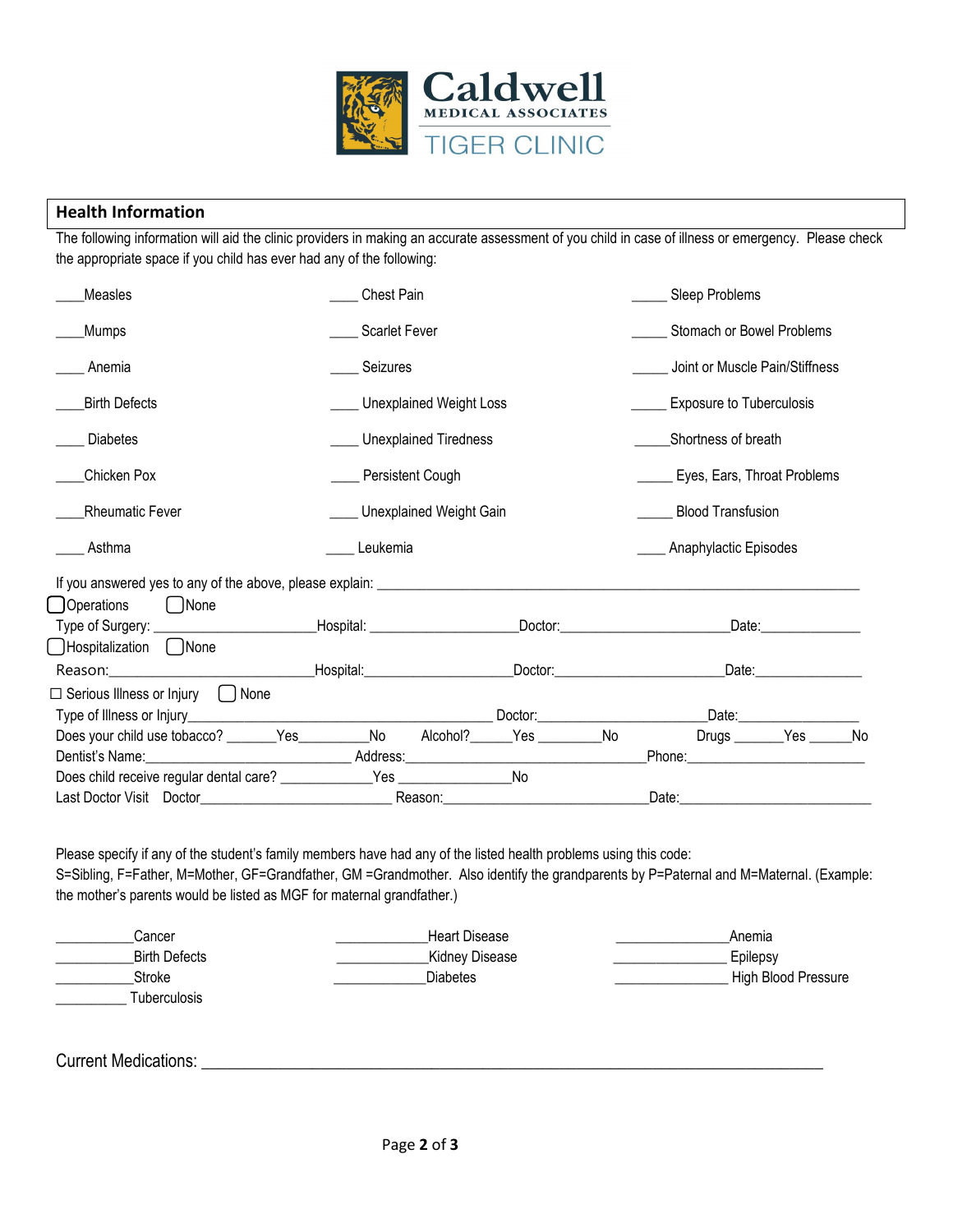Caldwell
MEDICAL ASSOCIATES
TIGER CLINIC

## Health Information

The following information will aid the clinic providers in making an accurate assessment of you child in case of illness or emergency. Please check the appropriate space if you child has ever had any of the following:

| | | |
|---|---|---|
| ____Measles | ____ Chest Pain | _____ Sleep Problems |
| ____Mumps | ____ Scarlet Fever | _____ Stomach or Bowel Problems |
| ____ Anemia | ____ Seizures | _____ Joint or Muscle Pain/Stiffness |
| ____Birth Defects | ____ Unexplained Weight Loss | _____ Exposure to Tuberculosis |
| ____ Diabetes | ____ Unexplained Tiredness | _____Shortness of breath |
| ____Chicken Pox | ____ Persistent Cough | _____ Eyes, Ears, Throat Problems |
| ____Rheumatic Fever | ____ Unexplained Weight Gain | _____ Blood Transfusion |
| ____ Asthma | ____ Leukemia | ____ Anaphylactic Episodes |

If you answered yes to any of the above, please explain: ____________________________________________________________

☐ Operations ☐ None

Type of Surgery: ____________________Hospital: ___________________Doctor:______________________Date:_____________

☐ Hospitalization ☐ None

Reason:__________________________Hospital:____________________Doctor:______________________Date:______________

☐ Serious Illness or Injury ☐ None

Type of Illness or Injury________________________________________ Doctor:______________________Date:________________

Does your child use tobacco? ______Yes_________No Alcohol?_____Yes ________No Drugs ______Yes _____No

Dentist's Name:__________________________ Address:___________________________________Phone:________________________

Does child receive regular dental care? ____________Yes _______________No

Last Doctor Visit Doctor__________________________ Reason:____________________________Date:__________________________

Please specify if any of the student's family members have had any of the listed health problems using this code: S=Sibling, F=Father, M=Mother, GF=Grandfather, GM =Grandmother. Also identify the grandparents by P=Paternal and M=Maternal. (Example: the mother's parents would be listed as MGF for maternal grandfather.)

| | | |
|---|---|---|
| __________Cancer | ____________Heart Disease | _______________Anemia |
| __________Birth Defects | ____________Kidney Disease | _______________ Epilepsy |
| __________Stroke | ____________Diabetes | _______________ High Blood Pressure |
| _________ Tuberculosis | | |

Current Medications: ______________________________________________________________________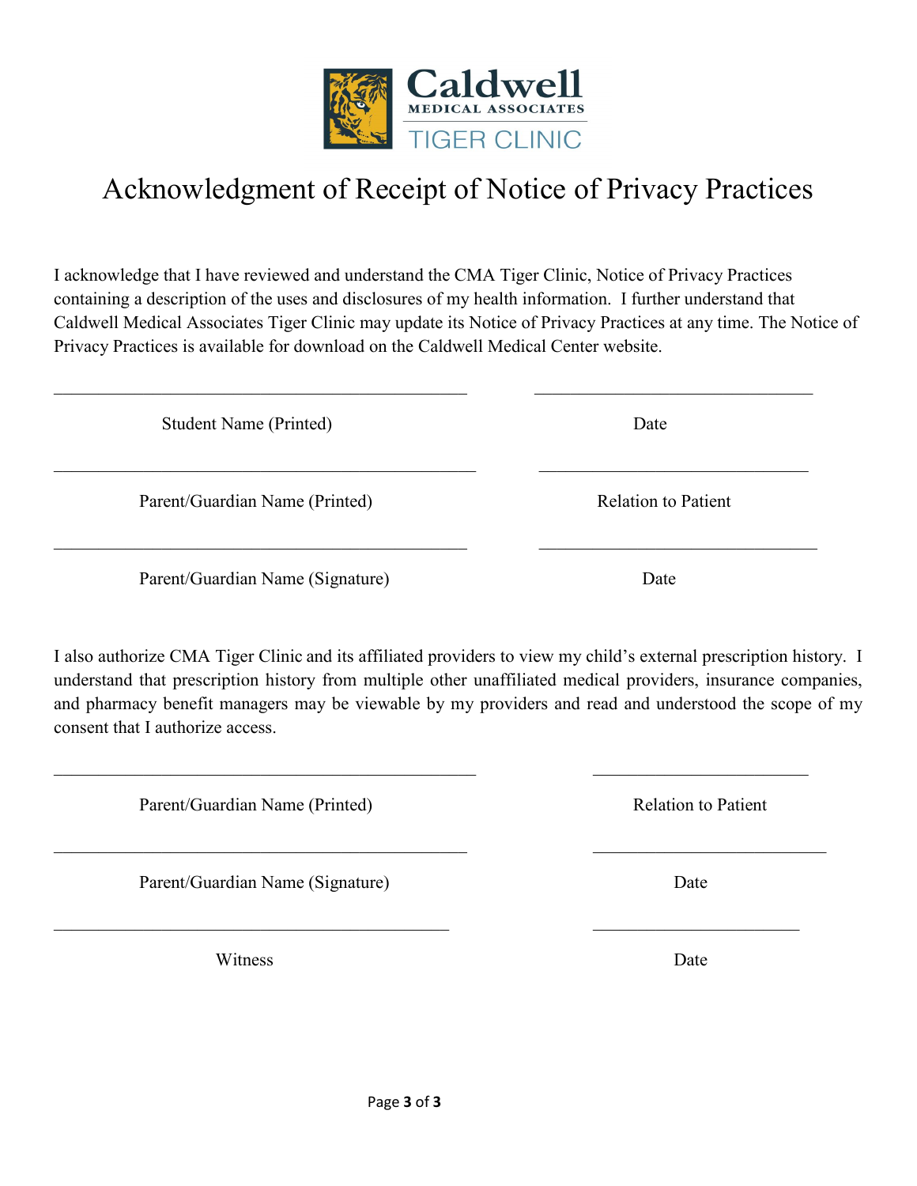Caldwell
MEDICAL ASSOCIATES
TIGER CLINIC

# Acknowledgment of Receipt of Notice of Privacy Practices

I acknowledge that I have reviewed and understand the CMA Tiger Clinic, Notice of Privacy Practices containing a description of the uses and disclosures of my health information. I further understand that Caldwell Medical Associates Tiger Clinic may update its Notice of Privacy Practices at any time. The Notice of Privacy Practices is available for download on the Caldwell Medical Center website.

| | |
|---|---|
| ______________________________ | ______________________________ |
| Student Name (Printed) | Date |
| ______________________________ | ______________________________ |
| Parent/Guardian Name (Printed) | Relation to Patient |
| ______________________________ | ______________________________ |
| Parent/Guardian Name (Signature) | Date |

I also authorize CMA Tiger Clinic and its affiliated providers to view my child's external prescription history. I understand that prescription history from multiple other unaffiliated medical providers, insurance companies, and pharmacy benefit managers may be viewable by my providers and read and understood the scope of my consent that I authorize access.

| | |
|---|---|
| ______________________________ | ______________________________ |
| Parent/Guardian Name (Printed) | Relation to Patient |
| ______________________________ | ______________________________ |
| Parent/Guardian Name (Signature) | Date |
| ______________________________ | ______________________________ |
| Witness | Date |